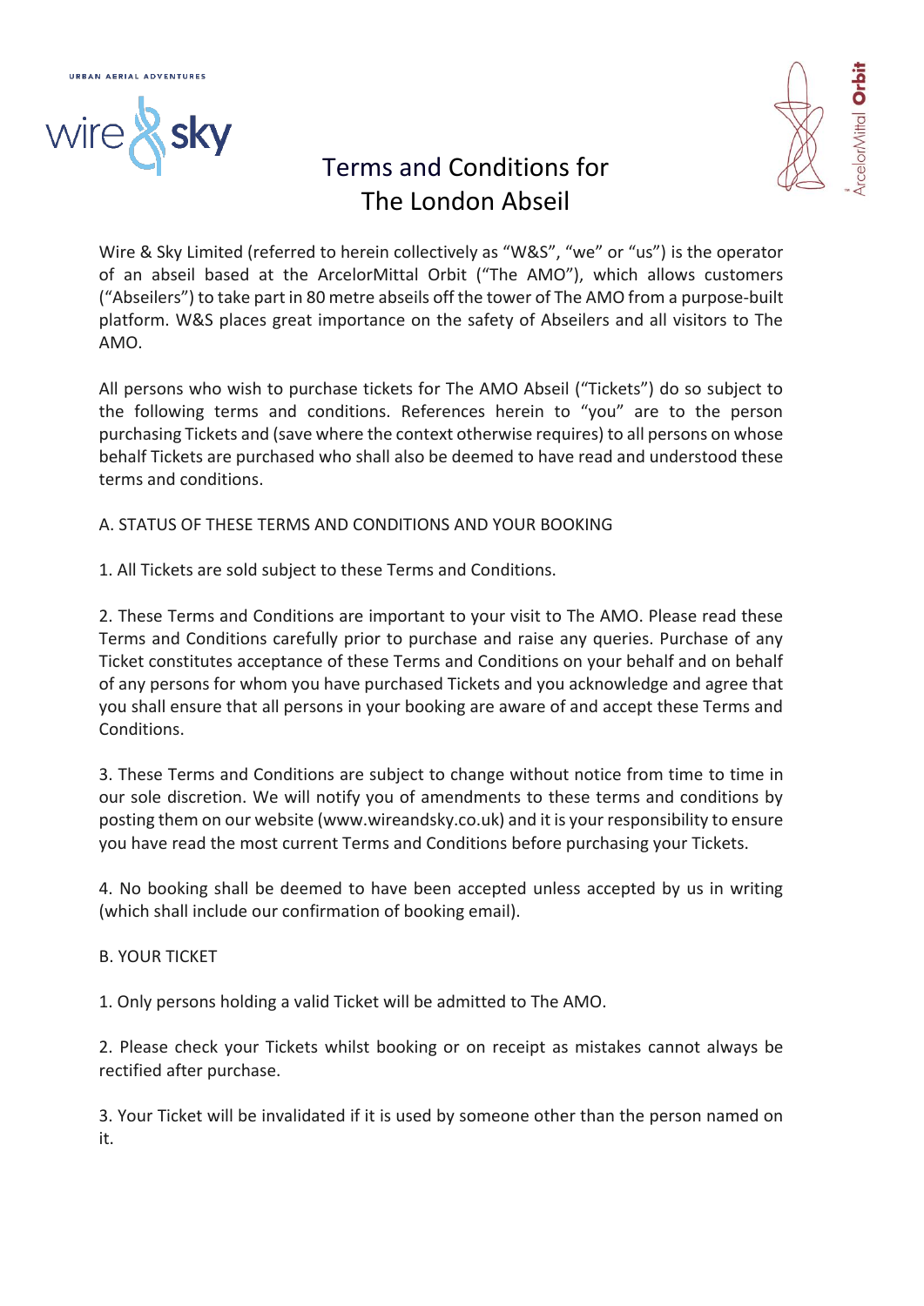# Terms and Conditions for The London Abseil

Wire & Sky Limited (referred to herein collectively as "W&S", "we" or "us") is the operator of an abseil based at the ArcelorMittal Orbit ("The AMO"), which allows customers ("Abseilers") to take part in 80 metre abseils off the tower of The AMO from a purpose-built platform. W&S places great importance on the safety of Abseilers and all visitors to The AMO.

All persons who wish to purchase tickets for The AMO Abseil ("Tickets") do so subject to the following terms and conditions. References herein to "you" are to the person purchasing Tickets and (save where the context otherwise requires) to all persons on whose behalf Tickets are purchased who shall also be deemed to have read and understood these terms and conditions.

## A. STATUS OF THESE TERMS AND CONDITIONS AND YOUR BOOKING

1. All Tickets are sold subject to these Terms and Conditions.

2. These Terms and Conditions are important to your visit to The AMO. Please read these Terms and Conditions carefully prior to purchase and raise any queries. Purchase of any Ticket constitutes acceptance of these Terms and Conditions on your behalf and on behalf of any persons for whom you have purchased Tickets and you acknowledge and agree that you shall ensure that all persons in your booking are aware of and accept these Terms and Conditions.

3. These Terms and Conditions are subject to change without notice from time to time in our sole discretion. We will notify you of amendments to these terms and conditions by posting them on our website (www.wireandsky.co.uk) and it is your responsibility to ensure you have read the most current Terms and Conditions before purchasing your Tickets.

4. No booking shall be deemed to have been accepted unless accepted by us in writing (which shall include our confirmation of booking email).

## B. YOUR TICKET

1. Only persons holding a valid Ticket will be admitted to The AMO.

2. Please check your Tickets whilst booking or on receipt as mistakes cannot always be rectified after purchase.

3. Your Ticket will be invalidated if it is used by someone other than the person named on it.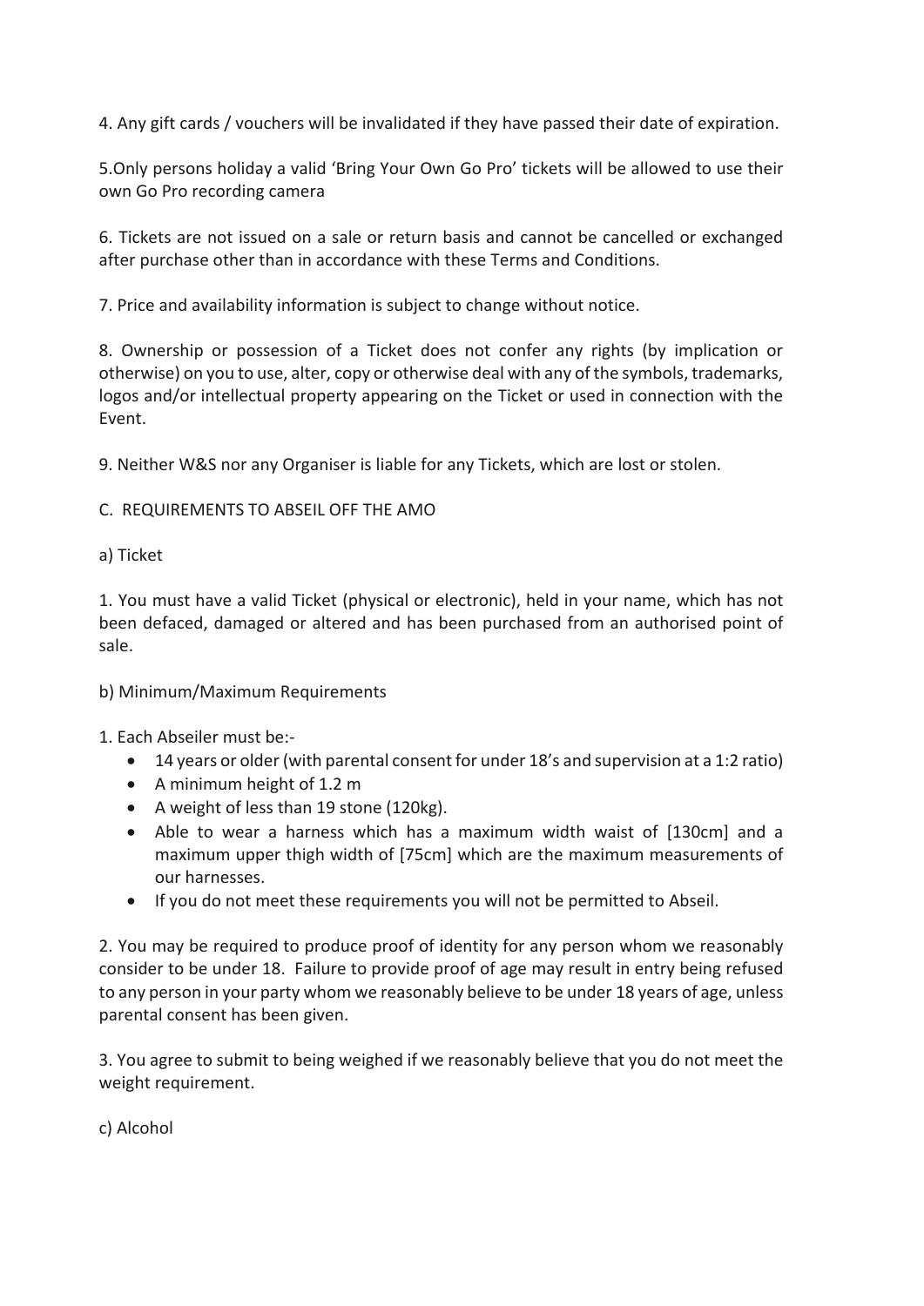4. Any gift cards / vouchers will be invalidated if they have passed their date of expiration.

5.Only persons holiday a valid 'Bring Your Own Go Pro' tickets will be allowed to use their own Go Pro recording camera

6. Tickets are not issued on a sale or return basis and cannot be cancelled or exchanged after purchase other than in accordance with these Terms and Conditions.

7. Price and availability information is subject to change without notice.

8. Ownership or possession of a Ticket does not confer any rights (by implication or otherwise) on you to use, alter, copy or otherwise deal with any of the symbols, trademarks, logos and/or intellectual property appearing on the Ticket or used in connection with the Event.

9. Neither W&S nor any Organiser is liable for any Tickets, which are lost or stolen.

C. REQUIREMENTS TO ABSEIL OFF THE AMO

a) Ticket

1. You must have a valid Ticket (physical or electronic), held in your name, which has not been defaced, damaged or altered and has been purchased from an authorised point of sale.

b) Minimum/Maximum Requirements

1. Each Abseiler must be:-

- 14 years or older (with parental consent for under 18's and supervision at a 1:2 ratio)
- A minimum height of 1.2 m
- A weight of less than 19 stone (120kg).
- Able to wear a harness which has a maximum width waist of [130cm] and a maximum upper thigh width of [75cm] which are the maximum measurements of our harnesses.
- If you do not meet these requirements you will not be permitted to Abseil.

2. You may be required to produce proof of identity for any person whom we reasonably consider to be under 18. Failure to provide proof of age may result in entry being refused to any person in your party whom we reasonably believe to be under 18 years of age, unless parental consent has been given.

3. You agree to submit to being weighed if we reasonably believe that you do not meet the weight requirement.

c) Alcohol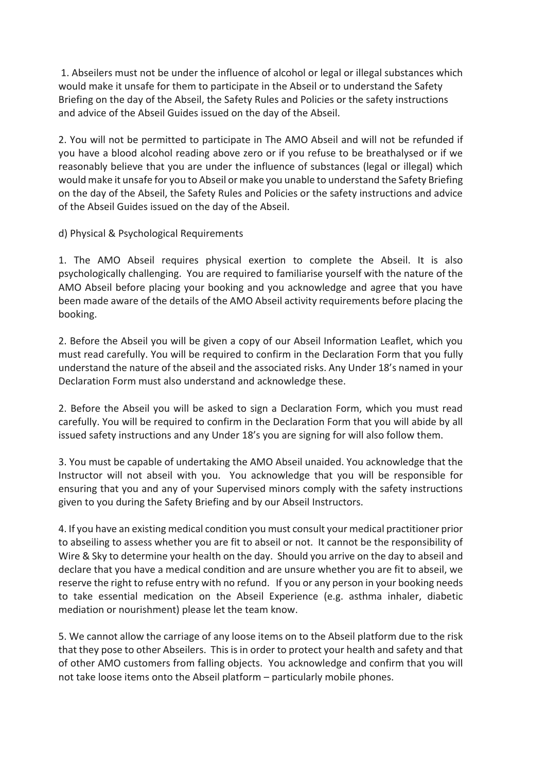1. Abseilers must not be under the influence of alcohol or legal or illegal substances which would make it unsafe for them to participate in the Abseil or to understand the Safety Briefing on the day of the Abseil, the Safety Rules and Policies or the safety instructions and advice of the Abseil Guides issued on the day of the Abseil.

2. You will not be permitted to participate in The AMO Abseil and will not be refunded if you have a blood alcohol reading above zero or if you refuse to be breathalysed or if we reasonably believe that you are under the influence of substances (legal or illegal) which would make it unsafe for you to Abseil or make you unable to understand the Safety Briefing on the day of the Abseil, the Safety Rules and Policies or the safety instructions and advice of the Abseil Guides issued on the day of the Abseil.

d) Physical & Psychological Requirements

1. The AMO Abseil requires physical exertion to complete the Abseil. It is also psychologically challenging. You are required to familiarise yourself with the nature of the AMO Abseil before placing your booking and you acknowledge and agree that you have been made aware of the details of the AMO Abseil activity requirements before placing the booking.

2. Before the Abseil you will be given a copy of our Abseil Information Leaflet, which you must read carefully. You will be required to confirm in the Declaration Form that you fully understand the nature of the abseil and the associated risks. Any Under 18's named in your Declaration Form must also understand and acknowledge these.

2. Before the Abseil you will be asked to sign a Declaration Form, which you must read carefully. You will be required to confirm in the Declaration Form that you will abide by all issued safety instructions and any Under 18's you are signing for will also follow them.

3. You must be capable of undertaking the AMO Abseil unaided. You acknowledge that the Instructor will not abseil with you. You acknowledge that you will be responsible for ensuring that you and any of your Supervised minors comply with the safety instructions given to you during the Safety Briefing and by our Abseil Instructors.

4. If you have an existing medical condition you must consult your medical practitioner prior to abseiling to assess whether you are fit to abseil or not. It cannot be the responsibility of Wire & Sky to determine your health on the day. Should you arrive on the day to abseil and declare that you have a medical condition and are unsure whether you are fit to abseil, we reserve the right to refuse entry with no refund. If you or any person in your booking needs to take essential medication on the Abseil Experience (e.g. asthma inhaler, diabetic mediation or nourishment) please let the team know.

5. We cannot allow the carriage of any loose items on to the Abseil platform due to the risk that they pose to other Abseilers. This is in order to protect your health and safety and that of other AMO customers from falling objects. You acknowledge and confirm that you will not take loose items onto the Abseil platform – particularly mobile phones.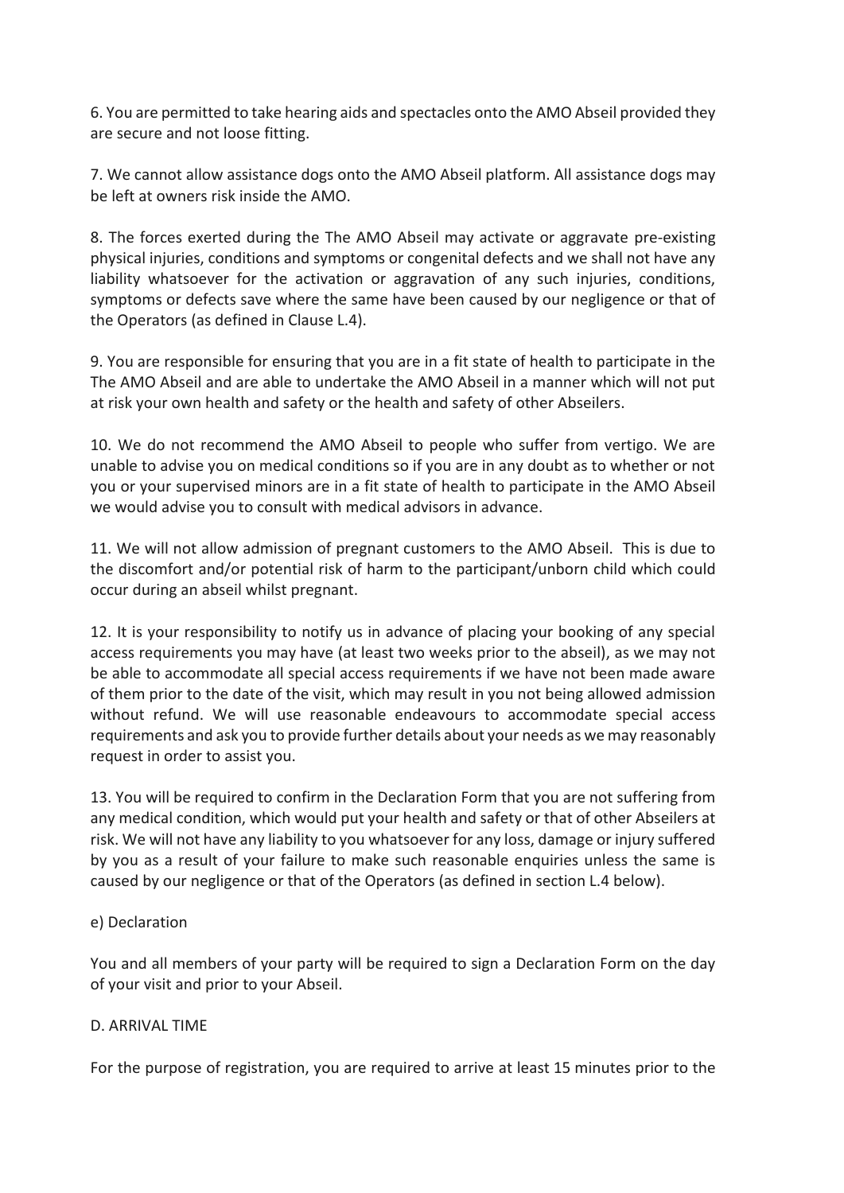6. You are permitted to take hearing aids and spectacles onto the AMO Abseil provided they are secure and not loose fitting.

7. We cannot allow assistance dogs onto the AMO Abseil platform. All assistance dogs may be left at owners risk inside the AMO.

8. The forces exerted during the The AMO Abseil may activate or aggravate pre-existing physical injuries, conditions and symptoms or congenital defects and we shall not have any liability whatsoever for the activation or aggravation of any such injuries, conditions, symptoms or defects save where the same have been caused by our negligence or that of the Operators (as defined in Clause L.4).

9. You are responsible for ensuring that you are in a fit state of health to participate in the The AMO Abseil and are able to undertake the AMO Abseil in a manner which will not put at risk your own health and safety or the health and safety of other Abseilers.

10. We do not recommend the AMO Abseil to people who suffer from vertigo. We are unable to advise you on medical conditions so if you are in any doubt as to whether or not you or your supervised minors are in a fit state of health to participate in the AMO Abseil we would advise you to consult with medical advisors in advance.

11. We will not allow admission of pregnant customers to the AMO Abseil. This is due to the discomfort and/or potential risk of harm to the participant/unborn child which could occur during an abseil whilst pregnant.

12. It is your responsibility to notify us in advance of placing your booking of any special access requirements you may have (at least two weeks prior to the abseil), as we may not be able to accommodate all special access requirements if we have not been made aware of them prior to the date of the visit, which may result in you not being allowed admission without refund. We will use reasonable endeavours to accommodate special access requirements and ask you to provide further details about your needs as we may reasonably request in order to assist you.

13. You will be required to confirm in the Declaration Form that you are not suffering from any medical condition, which would put your health and safety or that of other Abseilers at risk. We will not have any liability to you whatsoever for any loss, damage or injury suffered by you as a result of your failure to make such reasonable enquiries unless the same is caused by our negligence or that of the Operators (as defined in section L.4 below).

e) Declaration

You and all members of your party will be required to sign a Declaration Form on the day of your visit and prior to your Abseil.

D. ARRIVAL TIME

For the purpose of registration, you are required to arrive at least 15 minutes prior to the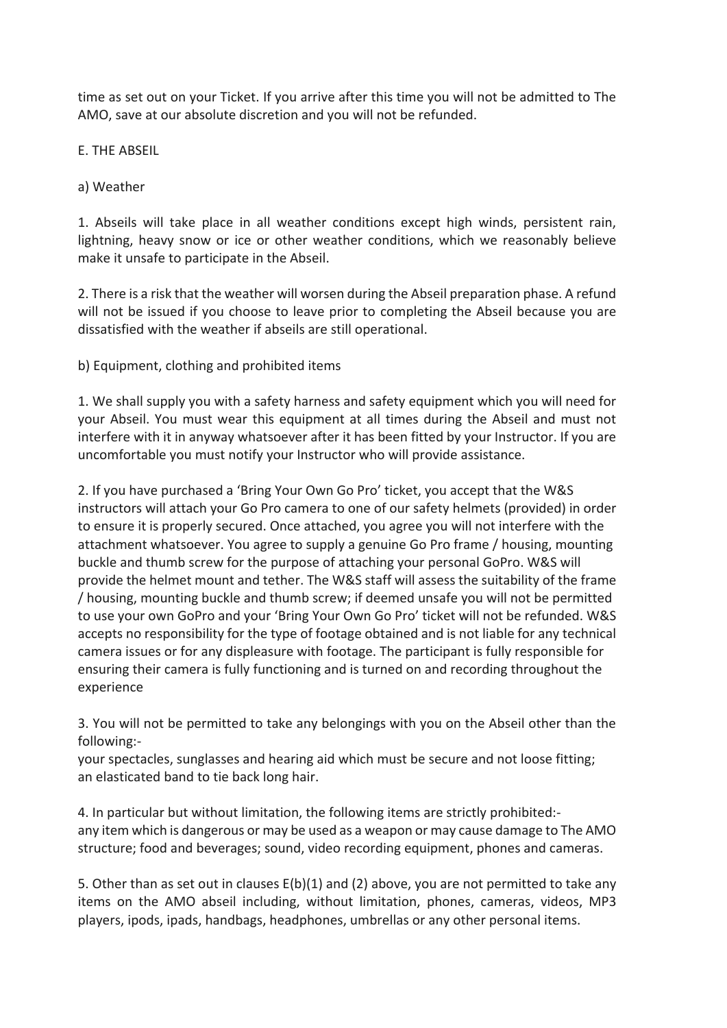time as set out on your Ticket. If you arrive after this time you will not be admitted to The AMO, save at our absolute discretion and you will not be refunded.

E. THE ABSEIL

a) Weather

1. Abseils will take place in all weather conditions except high winds, persistent rain, lightning, heavy snow or ice or other weather conditions, which we reasonably believe make it unsafe to participate in the Abseil.

2. There is a risk that the weather will worsen during the Abseil preparation phase. A refund will not be issued if you choose to leave prior to completing the Abseil because you are dissatisfied with the weather if abseils are still operational.

b) Equipment, clothing and prohibited items

1. We shall supply you with a safety harness and safety equipment which you will need for your Abseil. You must wear this equipment at all times during the Abseil and must not interfere with it in anyway whatsoever after it has been fitted by your Instructor. If you are uncomfortable you must notify your Instructor who will provide assistance.

2. If you have purchased a 'Bring Your Own Go Pro' ticket, you accept that the W&S instructors will attach your Go Pro camera to one of our safety helmets (provided) in order to ensure it is properly secured. Once attached, you agree you will not interfere with the attachment whatsoever. You agree to supply a genuine Go Pro frame / housing, mounting buckle and thumb screw for the purpose of attaching your personal GoPro. W&S will provide the helmet mount and tether. The W&S staff will assess the suitability of the frame / housing, mounting buckle and thumb screw; if deemed unsafe you will not be permitted to use your own GoPro and your 'Bring Your Own Go Pro' ticket will not be refunded. W&S accepts no responsibility for the type of footage obtained and is not liable for any technical camera issues or for any displeasure with footage. The participant is fully responsible for ensuring their camera is fully functioning and is turned on and recording throughout the experience

3. You will not be permitted to take any belongings with you on the Abseil other than the following:-
your spectacles, sunglasses and hearing aid which must be secure and not loose fitting;
an elasticated band to tie back long hair.

4. In particular but without limitation, the following items are strictly prohibited:-
any item which is dangerous or may be used as a weapon or may cause damage to The AMO structure; food and beverages; sound, video recording equipment, phones and cameras.

5. Other than as set out in clauses E(b)(1) and (2) above, you are not permitted to take any items on the AMO abseil including, without limitation, phones, cameras, videos, MP3 players, ipods, ipads, handbags, headphones, umbrellas or any other personal items.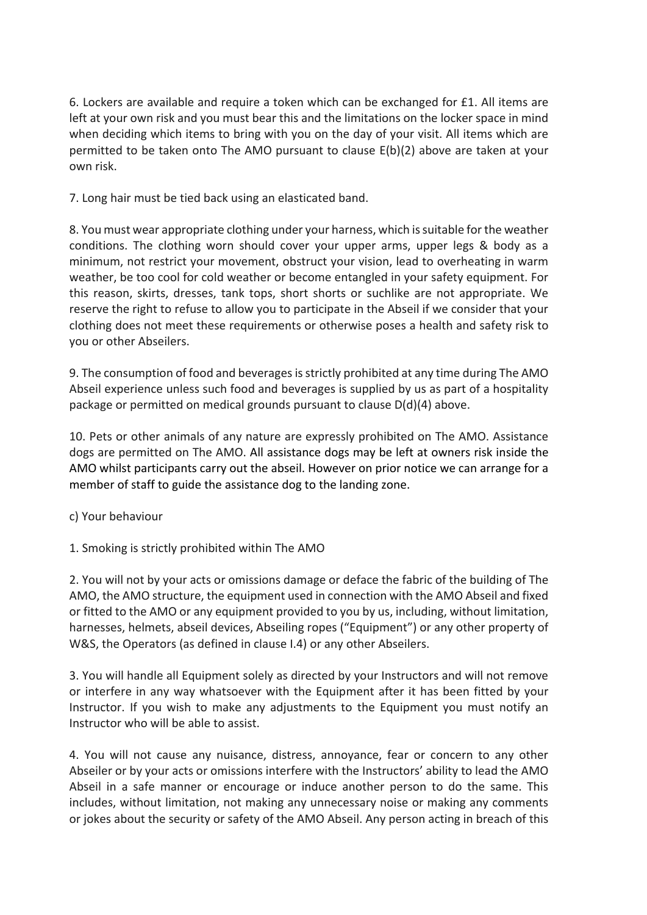6. Lockers are available and require a token which can be exchanged for £1. All items are left at your own risk and you must bear this and the limitations on the locker space in mind when deciding which items to bring with you on the day of your visit. All items which are permitted to be taken onto The AMO pursuant to clause E(b)(2) above are taken at your own risk.

7. Long hair must be tied back using an elasticated band.

8. You must wear appropriate clothing under your harness, which is suitable for the weather conditions. The clothing worn should cover your upper arms, upper legs & body as a minimum, not restrict your movement, obstruct your vision, lead to overheating in warm weather, be too cool for cold weather or become entangled in your safety equipment. For this reason, skirts, dresses, tank tops, short shorts or suchlike are not appropriate. We reserve the right to refuse to allow you to participate in the Abseil if we consider that your clothing does not meet these requirements or otherwise poses a health and safety risk to you or other Abseilers.

9. The consumption of food and beverages is strictly prohibited at any time during The AMO Abseil experience unless such food and beverages is supplied by us as part of a hospitality package or permitted on medical grounds pursuant to clause D(d)(4) above.

10. Pets or other animals of any nature are expressly prohibited on The AMO. Assistance dogs are permitted on The AMO. All assistance dogs may be left at owners risk inside the AMO whilst participants carry out the abseil. However on prior notice we can arrange for a member of staff to guide the assistance dog to the landing zone.

c) Your behaviour

1. Smoking is strictly prohibited within The AMO

2. You will not by your acts or omissions damage or deface the fabric of the building of The AMO, the AMO structure, the equipment used in connection with the AMO Abseil and fixed or fitted to the AMO or any equipment provided to you by us, including, without limitation, harnesses, helmets, abseil devices, Abseiling ropes ("Equipment") or any other property of W&S, the Operators (as defined in clause I.4) or any other Abseilers.

3. You will handle all Equipment solely as directed by your Instructors and will not remove or interfere in any way whatsoever with the Equipment after it has been fitted by your Instructor. If you wish to make any adjustments to the Equipment you must notify an Instructor who will be able to assist.

4. You will not cause any nuisance, distress, annoyance, fear or concern to any other Abseiler or by your acts or omissions interfere with the Instructors' ability to lead the AMO Abseil in a safe manner or encourage or induce another person to do the same. This includes, without limitation, not making any unnecessary noise or making any comments or jokes about the security or safety of the AMO Abseil. Any person acting in breach of this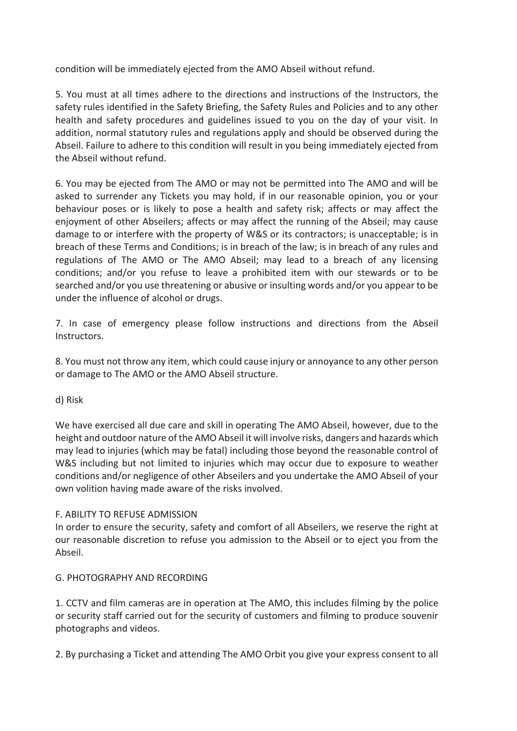condition will be immediately ejected from the AMO Abseil without refund.

5. You must at all times adhere to the directions and instructions of the Instructors, the safety rules identified in the Safety Briefing, the Safety Rules and Policies and to any other health and safety procedures and guidelines issued to you on the day of your visit. In addition, normal statutory rules and regulations apply and should be observed during the Abseil. Failure to adhere to this condition will result in you being immediately ejected from the Abseil without refund.

6. You may be ejected from The AMO or may not be permitted into The AMO and will be asked to surrender any Tickets you may hold, if in our reasonable opinion, you or your behaviour poses or is likely to pose a health and safety risk; affects or may affect the enjoyment of other Abseilers; affects or may affect the running of the Abseil; may cause damage to or interfere with the property of W&S or its contractors; is unacceptable; is in breach of these Terms and Conditions; is in breach of the law; is in breach of any rules and regulations of The AMO or The AMO Abseil; may lead to a breach of any licensing conditions; and/or you refuse to leave a prohibited item with our stewards or to be searched and/or you use threatening or abusive or insulting words and/or you appear to be under the influence of alcohol or drugs.

7. In case of emergency please follow instructions and directions from the Abseil Instructors.

8. You must not throw any item, which could cause injury or annoyance to any other person or damage to The AMO or the AMO Abseil structure.

d) Risk

We have exercised all due care and skill in operating The AMO Abseil, however, due to the height and outdoor nature of the AMO Abseil it will involve risks, dangers and hazards which may lead to injuries (which may be fatal) including those beyond the reasonable control of W&S including but not limited to injuries which may occur due to exposure to weather conditions and/or negligence of other Abseilers and you undertake the AMO Abseil of your own volition having made aware of the risks involved.

F. ABILITY TO REFUSE ADMISSION

In order to ensure the security, safety and comfort of all Abseilers, we reserve the right at our reasonable discretion to refuse you admission to the Abseil or to eject you from the Abseil.

G. PHOTOGRAPHY AND RECORDING

1. CCTV and film cameras are in operation at The AMO, this includes filming by the police or security staff carried out for the security of customers and filming to produce souvenir photographs and videos.

2. By purchasing a Ticket and attending The AMO Orbit you give your express consent to all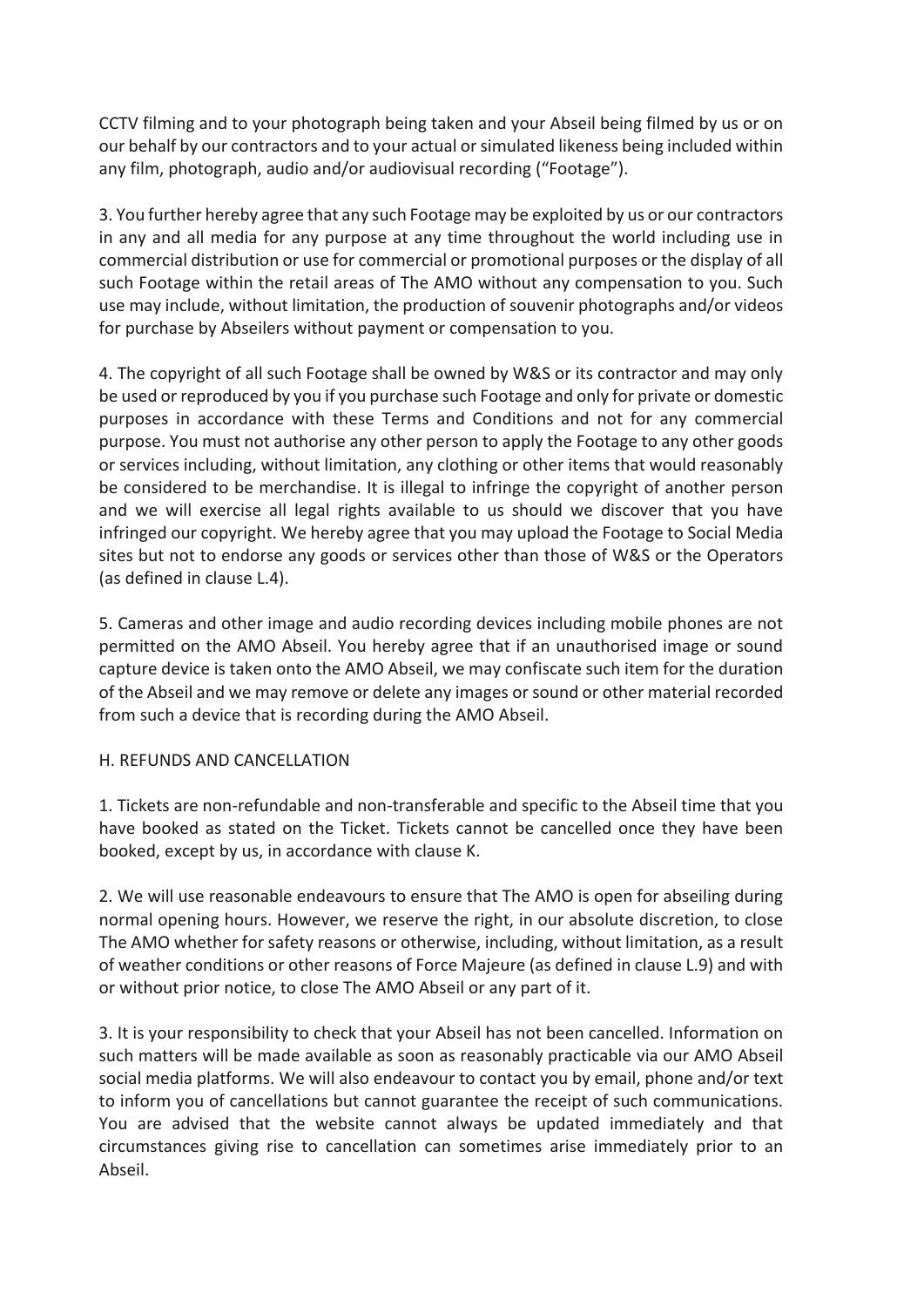CCTV filming and to your photograph being taken and your Abseil being filmed by us or on our behalf by our contractors and to your actual or simulated likeness being included within any film, photograph, audio and/or audiovisual recording ("Footage").

3. You further hereby agree that any such Footage may be exploited by us or our contractors in any and all media for any purpose at any time throughout the world including use in commercial distribution or use for commercial or promotional purposes or the display of all such Footage within the retail areas of The AMO without any compensation to you. Such use may include, without limitation, the production of souvenir photographs and/or videos for purchase by Abseilers without payment or compensation to you.

4. The copyright of all such Footage shall be owned by W&S or its contractor and may only be used or reproduced by you if you purchase such Footage and only for private or domestic purposes in accordance with these Terms and Conditions and not for any commercial purpose. You must not authorise any other person to apply the Footage to any other goods or services including, without limitation, any clothing or other items that would reasonably be considered to be merchandise. It is illegal to infringe the copyright of another person and we will exercise all legal rights available to us should we discover that you have infringed our copyright. We hereby agree that you may upload the Footage to Social Media sites but not to endorse any goods or services other than those of W&S or the Operators (as defined in clause L.4).

5. Cameras and other image and audio recording devices including mobile phones are not permitted on the AMO Abseil. You hereby agree that if an unauthorised image or sound capture device is taken onto the AMO Abseil, we may confiscate such item for the duration of the Abseil and we may remove or delete any images or sound or other material recorded from such a device that is recording during the AMO Abseil.

H. REFUNDS AND CANCELLATION

1. Tickets are non-refundable and non-transferable and specific to the Abseil time that you have booked as stated on the Ticket. Tickets cannot be cancelled once they have been booked, except by us, in accordance with clause K.

2. We will use reasonable endeavours to ensure that The AMO is open for abseiling during normal opening hours. However, we reserve the right, in our absolute discretion, to close The AMO whether for safety reasons or otherwise, including, without limitation, as a result of weather conditions or other reasons of Force Majeure (as defined in clause L.9) and with or without prior notice, to close The AMO Abseil or any part of it.

3. It is your responsibility to check that your Abseil has not been cancelled. Information on such matters will be made available as soon as reasonably practicable via our AMO Abseil social media platforms. We will also endeavour to contact you by email, phone and/or text to inform you of cancellations but cannot guarantee the receipt of such communications. You are advised that the website cannot always be updated immediately and that circumstances giving rise to cancellation can sometimes arise immediately prior to an Abseil.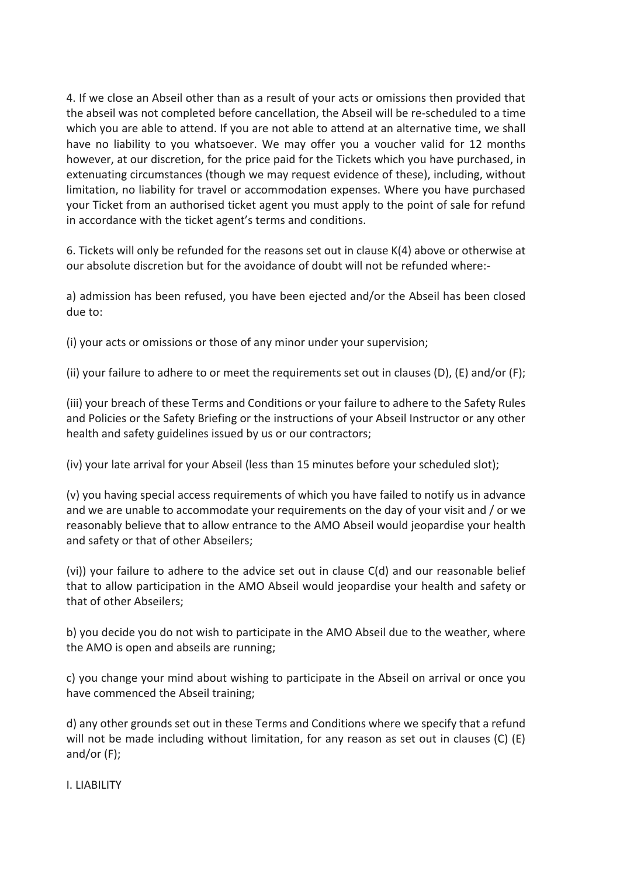4. If we close an Abseil other than as a result of your acts or omissions then provided that the abseil was not completed before cancellation, the Abseil will be re-scheduled to a time which you are able to attend. If you are not able to attend at an alternative time, we shall have no liability to you whatsoever. We may offer you a voucher valid for 12 months however, at our discretion, for the price paid for the Tickets which you have purchased, in extenuating circumstances (though we may request evidence of these), including, without limitation, no liability for travel or accommodation expenses. Where you have purchased your Ticket from an authorised ticket agent you must apply to the point of sale for refund in accordance with the ticket agent's terms and conditions.

6. Tickets will only be refunded for the reasons set out in clause K(4) above or otherwise at our absolute discretion but for the avoidance of doubt will not be refunded where:-

a) admission has been refused, you have been ejected and/or the Abseil has been closed due to:

(i) your acts or omissions or those of any minor under your supervision;

(ii) your failure to adhere to or meet the requirements set out in clauses (D), (E) and/or (F);

(iii) your breach of these Terms and Conditions or your failure to adhere to the Safety Rules and Policies or the Safety Briefing or the instructions of your Abseil Instructor or any other health and safety guidelines issued by us or our contractors;

(iv) your late arrival for your Abseil (less than 15 minutes before your scheduled slot);

(v) you having special access requirements of which you have failed to notify us in advance and we are unable to accommodate your requirements on the day of your visit and / or we reasonably believe that to allow entrance to the AMO Abseil would jeopardise your health and safety or that of other Abseilers;

(vi)) your failure to adhere to the advice set out in clause C(d) and our reasonable belief that to allow participation in the AMO Abseil would jeopardise your health and safety or that of other Abseilers;

b) you decide you do not wish to participate in the AMO Abseil due to the weather, where the AMO is open and abseils are running;

c) you change your mind about wishing to participate in the Abseil on arrival or once you have commenced the Abseil training;

d) any other grounds set out in these Terms and Conditions where we specify that a refund will not be made including without limitation, for any reason as set out in clauses (C) (E) and/or (F);

I. LIABILITY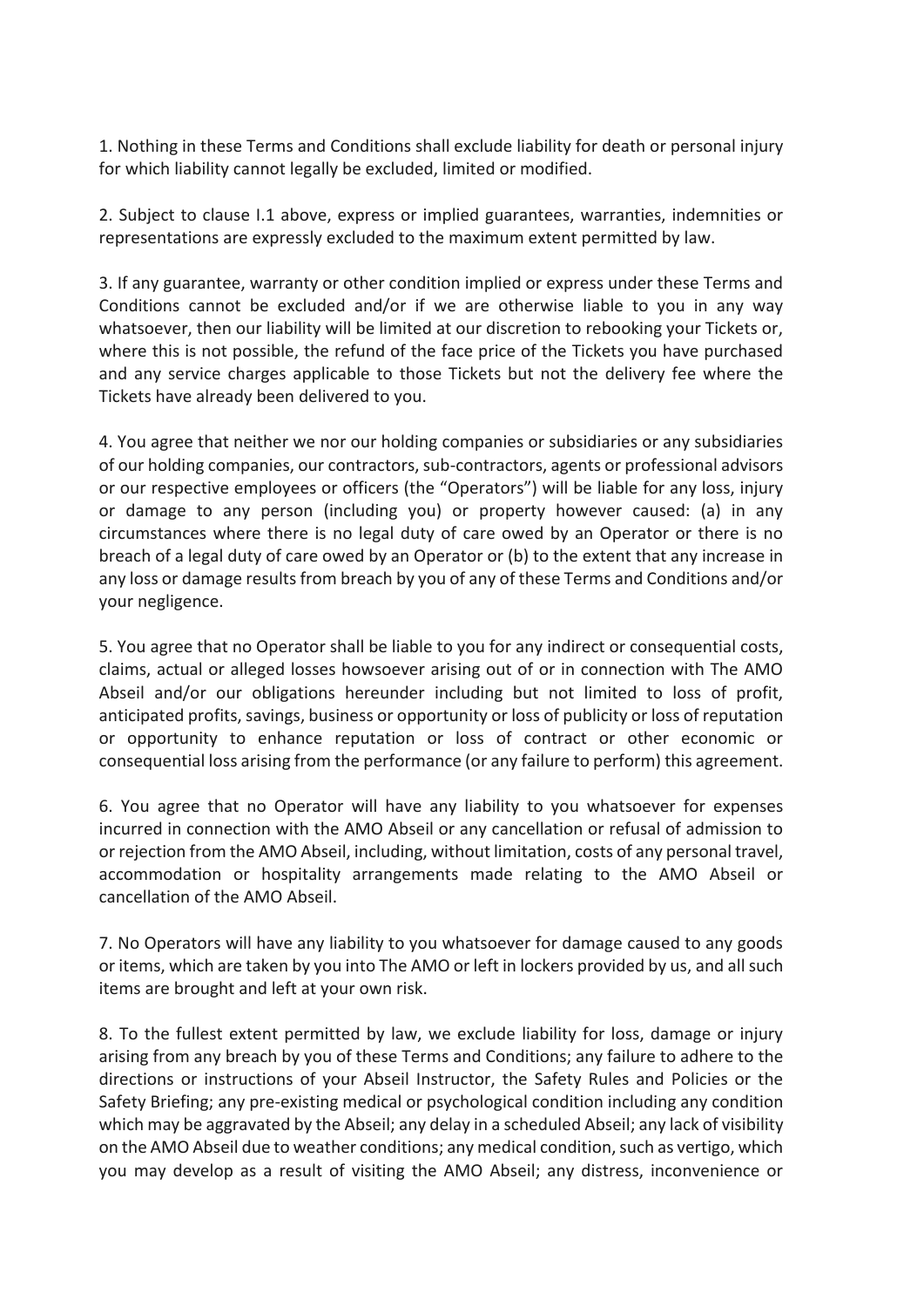1. Nothing in these Terms and Conditions shall exclude liability for death or personal injury for which liability cannot legally be excluded, limited or modified.

2. Subject to clause I.1 above, express or implied guarantees, warranties, indemnities or representations are expressly excluded to the maximum extent permitted by law.

3. If any guarantee, warranty or other condition implied or express under these Terms and Conditions cannot be excluded and/or if we are otherwise liable to you in any way whatsoever, then our liability will be limited at our discretion to rebooking your Tickets or, where this is not possible, the refund of the face price of the Tickets you have purchased and any service charges applicable to those Tickets but not the delivery fee where the Tickets have already been delivered to you.

4. You agree that neither we nor our holding companies or subsidiaries or any subsidiaries of our holding companies, our contractors, sub-contractors, agents or professional advisors or our respective employees or officers (the "Operators") will be liable for any loss, injury or damage to any person (including you) or property however caused: (a) in any circumstances where there is no legal duty of care owed by an Operator or there is no breach of a legal duty of care owed by an Operator or (b) to the extent that any increase in any loss or damage results from breach by you of any of these Terms and Conditions and/or your negligence.

5. You agree that no Operator shall be liable to you for any indirect or consequential costs, claims, actual or alleged losses howsoever arising out of or in connection with The AMO Abseil and/or our obligations hereunder including but not limited to loss of profit, anticipated profits, savings, business or opportunity or loss of publicity or loss of reputation or opportunity to enhance reputation or loss of contract or other economic or consequential loss arising from the performance (or any failure to perform) this agreement.

6. You agree that no Operator will have any liability to you whatsoever for expenses incurred in connection with the AMO Abseil or any cancellation or refusal of admission to or rejection from the AMO Abseil, including, without limitation, costs of any personal travel, accommodation or hospitality arrangements made relating to the AMO Abseil or cancellation of the AMO Abseil.

7. No Operators will have any liability to you whatsoever for damage caused to any goods or items, which are taken by you into The AMO or left in lockers provided by us, and all such items are brought and left at your own risk.

8. To the fullest extent permitted by law, we exclude liability for loss, damage or injury arising from any breach by you of these Terms and Conditions; any failure to adhere to the directions or instructions of your Abseil Instructor, the Safety Rules and Policies or the Safety Briefing; any pre-existing medical or psychological condition including any condition which may be aggravated by the Abseil; any delay in a scheduled Abseil; any lack of visibility on the AMO Abseil due to weather conditions; any medical condition, such as vertigo, which you may develop as a result of visiting the AMO Abseil; any distress, inconvenience or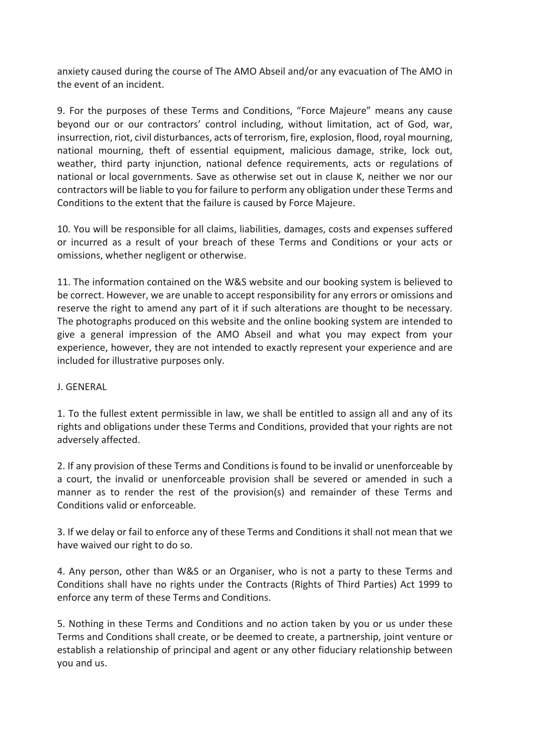anxiety caused during the course of The AMO Abseil and/or any evacuation of The AMO in the event of an incident.

9. For the purposes of these Terms and Conditions, "Force Majeure" means any cause beyond our or our contractors' control including, without limitation, act of God, war, insurrection, riot, civil disturbances, acts of terrorism, fire, explosion, flood, royal mourning, national mourning, theft of essential equipment, malicious damage, strike, lock out, weather, third party injunction, national defence requirements, acts or regulations of national or local governments. Save as otherwise set out in clause K, neither we nor our contractors will be liable to you for failure to perform any obligation under these Terms and Conditions to the extent that the failure is caused by Force Majeure.

10. You will be responsible for all claims, liabilities, damages, costs and expenses suffered or incurred as a result of your breach of these Terms and Conditions or your acts or omissions, whether negligent or otherwise.

11. The information contained on the W&S website and our booking system is believed to be correct. However, we are unable to accept responsibility for any errors or omissions and reserve the right to amend any part of it if such alterations are thought to be necessary. The photographs produced on this website and the online booking system are intended to give a general impression of the AMO Abseil and what you may expect from your experience, however, they are not intended to exactly represent your experience and are included for illustrative purposes only.

J. GENERAL

1. To the fullest extent permissible in law, we shall be entitled to assign all and any of its rights and obligations under these Terms and Conditions, provided that your rights are not adversely affected.

2. If any provision of these Terms and Conditions is found to be invalid or unenforceable by a court, the invalid or unenforceable provision shall be severed or amended in such a manner as to render the rest of the provision(s) and remainder of these Terms and Conditions valid or enforceable.

3. If we delay or fail to enforce any of these Terms and Conditions it shall not mean that we have waived our right to do so.

4. Any person, other than W&S or an Organiser, who is not a party to these Terms and Conditions shall have no rights under the Contracts (Rights of Third Parties) Act 1999 to enforce any term of these Terms and Conditions.

5. Nothing in these Terms and Conditions and no action taken by you or us under these Terms and Conditions shall create, or be deemed to create, a partnership, joint venture or establish a relationship of principal and agent or any other fiduciary relationship between you and us.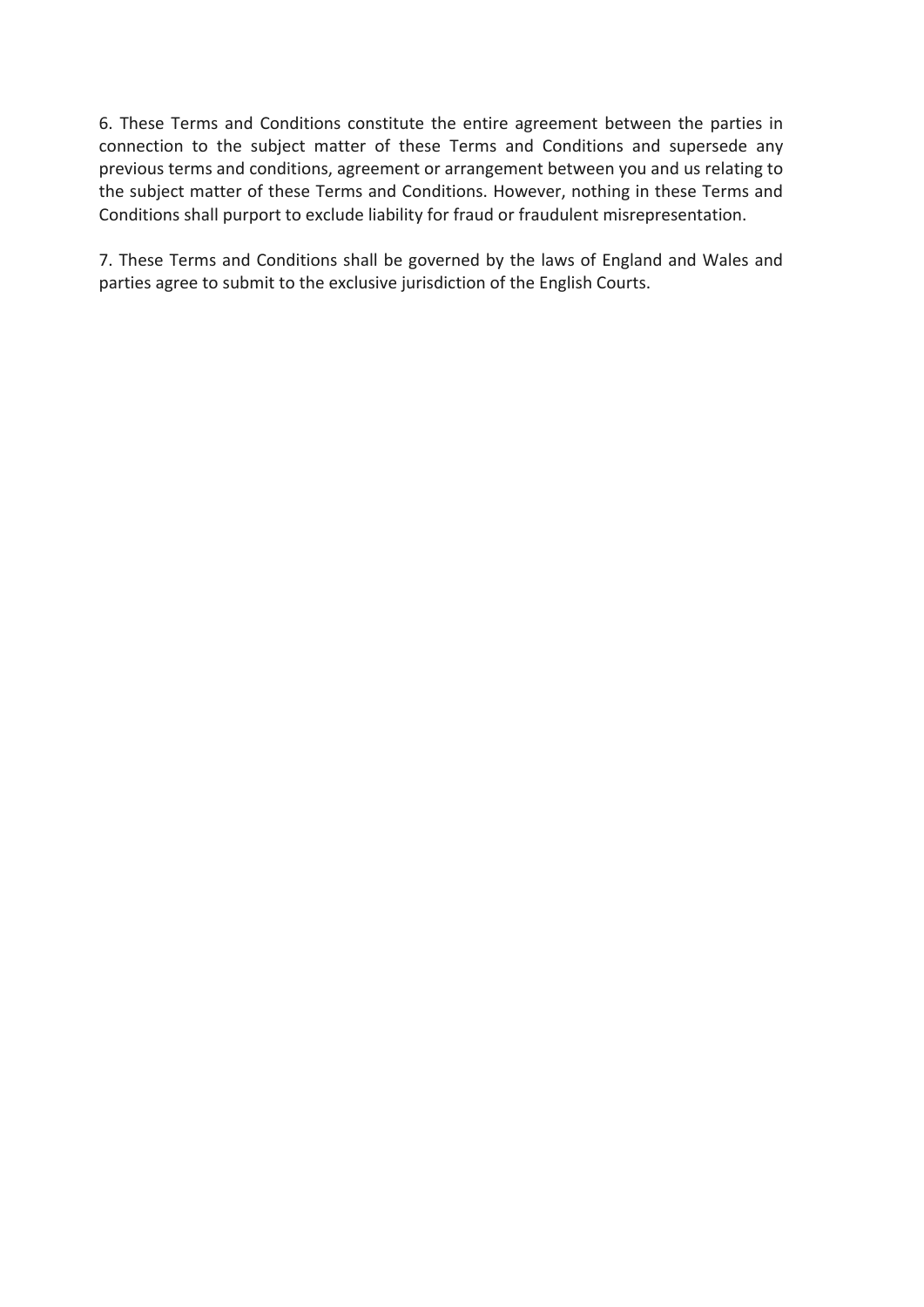6. These Terms and Conditions constitute the entire agreement between the parties in connection to the subject matter of these Terms and Conditions and supersede any previous terms and conditions, agreement or arrangement between you and us relating to the subject matter of these Terms and Conditions. However, nothing in these Terms and Conditions shall purport to exclude liability for fraud or fraudulent misrepresentation.

7. These Terms and Conditions shall be governed by the laws of England and Wales and parties agree to submit to the exclusive jurisdiction of the English Courts.